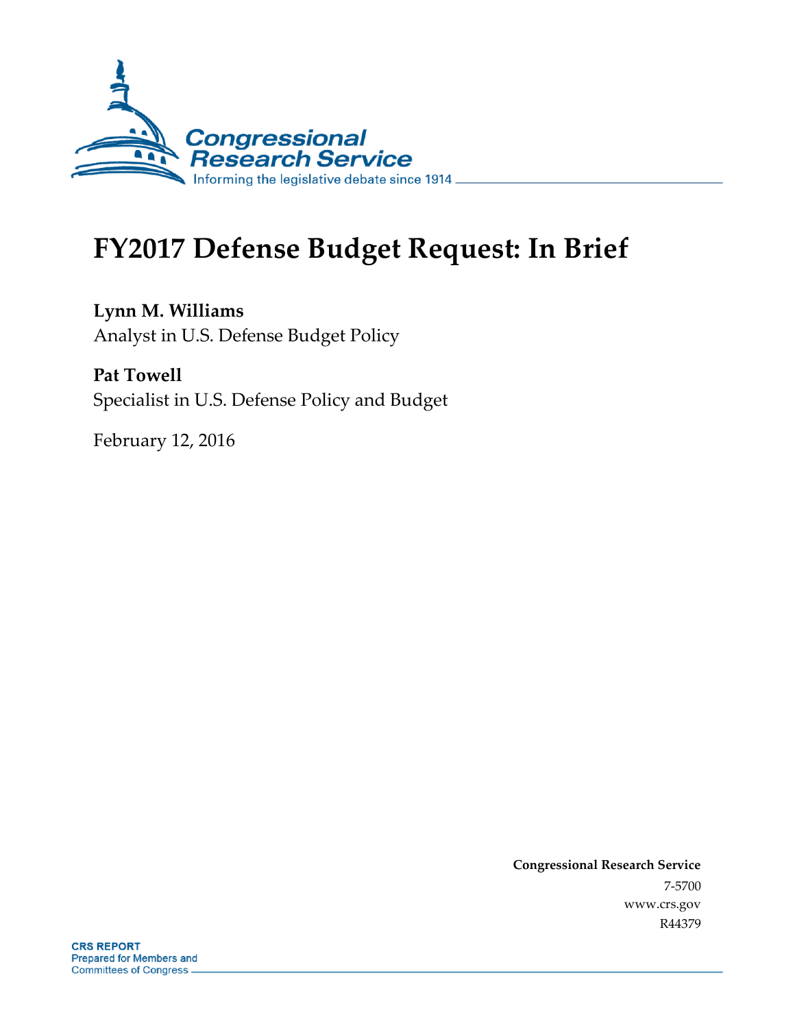Congressional Research Service
Informing the legislative debate since 1914

# FY2017 Defense Budget Request: In Brief

**Lynn M. Williams**
Analyst in U.S. Defense Budget Policy

**Pat Towell**
Specialist in U.S. Defense Policy and Budget

February 12, 2016

**Congressional Research Service**
7-5700
www.crs.gov
R44379

**CRS REPORT**
Prepared for Members and
Committees of Congress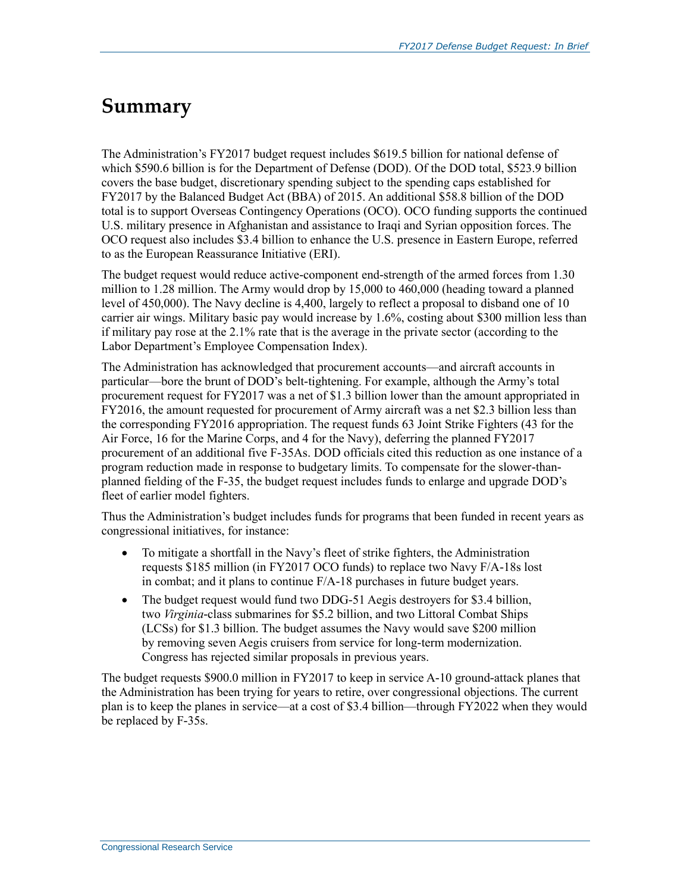# Summary

The Administration's FY2017 budget request includes $619.5 billion for national defense of which $590.6 billion is for the Department of Defense (DOD). Of the DOD total, $523.9 billion covers the base budget, discretionary spending subject to the spending caps established for FY2017 by the Balanced Budget Act (BBA) of 2015. An additional $58.8 billion of the DOD total is to support Overseas Contingency Operations (OCO). OCO funding supports the continued U.S. military presence in Afghanistan and assistance to Iraqi and Syrian opposition forces. The OCO request also includes $3.4 billion to enhance the U.S. presence in Eastern Europe, referred to as the European Reassurance Initiative (ERI).

The budget request would reduce active-component end-strength of the armed forces from 1.30 million to 1.28 million. The Army would drop by 15,000 to 460,000 (heading toward a planned level of 450,000). The Navy decline is 4,400, largely to reflect a proposal to disband one of 10 carrier air wings. Military basic pay would increase by 1.6%, costing about $300 million less than if military pay rose at the 2.1% rate that is the average in the private sector (according to the Labor Department's Employee Compensation Index).

The Administration has acknowledged that procurement accounts—and aircraft accounts in particular—bore the brunt of DOD's belt-tightening. For example, although the Army's total procurement request for FY2017 was a net of $1.3 billion lower than the amount appropriated in FY2016, the amount requested for procurement of Army aircraft was a net $2.3 billion less than the corresponding FY2016 appropriation. The request funds 63 Joint Strike Fighters (43 for the Air Force, 16 for the Marine Corps, and 4 for the Navy), deferring the planned FY2017 procurement of an additional five F-35As. DOD officials cited this reduction as one instance of a program reduction made in response to budgetary limits. To compensate for the slower-than-planned fielding of the F-35, the budget request includes funds to enlarge and upgrade DOD's fleet of earlier model fighters.

Thus the Administration's budget includes funds for programs that been funded in recent years as congressional initiatives, for instance:

- To mitigate a shortfall in the Navy's fleet of strike fighters, the Administration requests $185 million (in FY2017 OCO funds) to replace two Navy F/A-18s lost in combat; and it plans to continue F/A-18 purchases in future budget years.
- The budget request would fund two DDG-51 Aegis destroyers for $3.4 billion, two *Virginia*-class submarines for $5.2 billion, and two Littoral Combat Ships (LCSs) for $1.3 billion. The budget assumes the Navy would save $200 million by removing seven Aegis cruisers from service for long-term modernization. Congress has rejected similar proposals in previous years.

The budget requests $900.0 million in FY2017 to keep in service A-10 ground-attack planes that the Administration has been trying for years to retire, over congressional objections. The current plan is to keep the planes in service—at a cost of $3.4 billion—through FY2022 when they would be replaced by F-35s.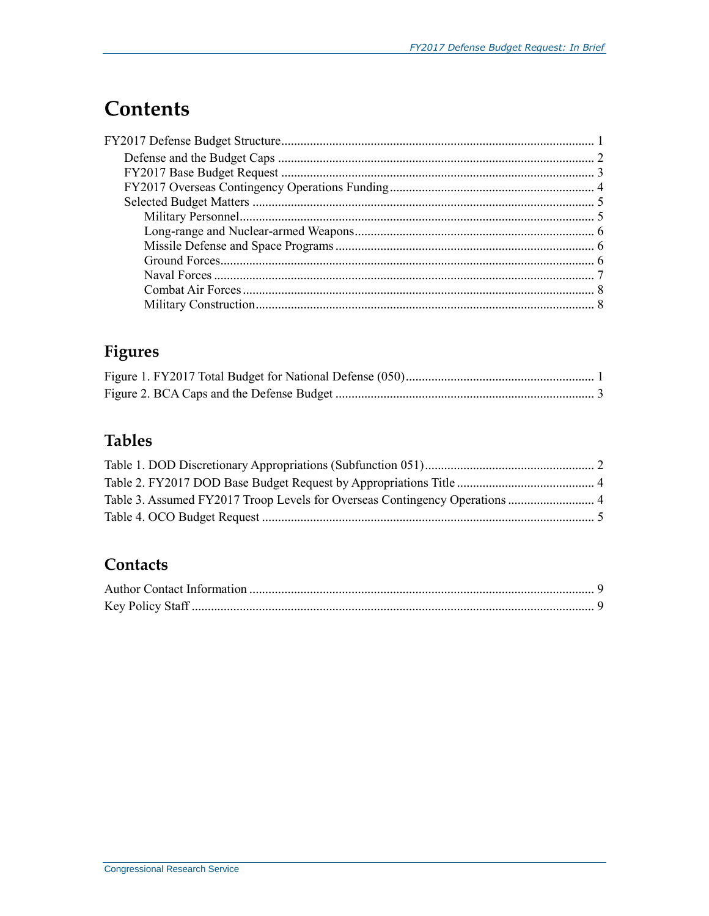# Contents

FY2017 Defense Budget Structure ... 1
- Defense and the Budget Caps ... 2
- FY2017 Base Budget Request ... 3
- FY2017 Overseas Contingency Operations Funding ... 4
- Selected Budget Matters ... 5
  - Military Personnel ... 5
  - Long-range and Nuclear-armed Weapons ... 6
  - Missile Defense and Space Programs ... 6
  - Ground Forces ... 6
  - Naval Forces ... 7
  - Combat Air Forces ... 8
  - Military Construction ... 8

## Figures

Figure 1. FY2017 Total Budget for National Defense (050) ... 1

Figure 2. BCA Caps and the Defense Budget ... 3

## Tables

Table 1. DOD Discretionary Appropriations (Subfunction 051) ... 2

Table 2. FY2017 DOD Base Budget Request by Appropriations Title ... 4

Table 3. Assumed FY2017 Troop Levels for Overseas Contingency Operations ... 4

Table 4. OCO Budget Request ... 5

## Contacts

Author Contact Information ... 9

Key Policy Staff ... 9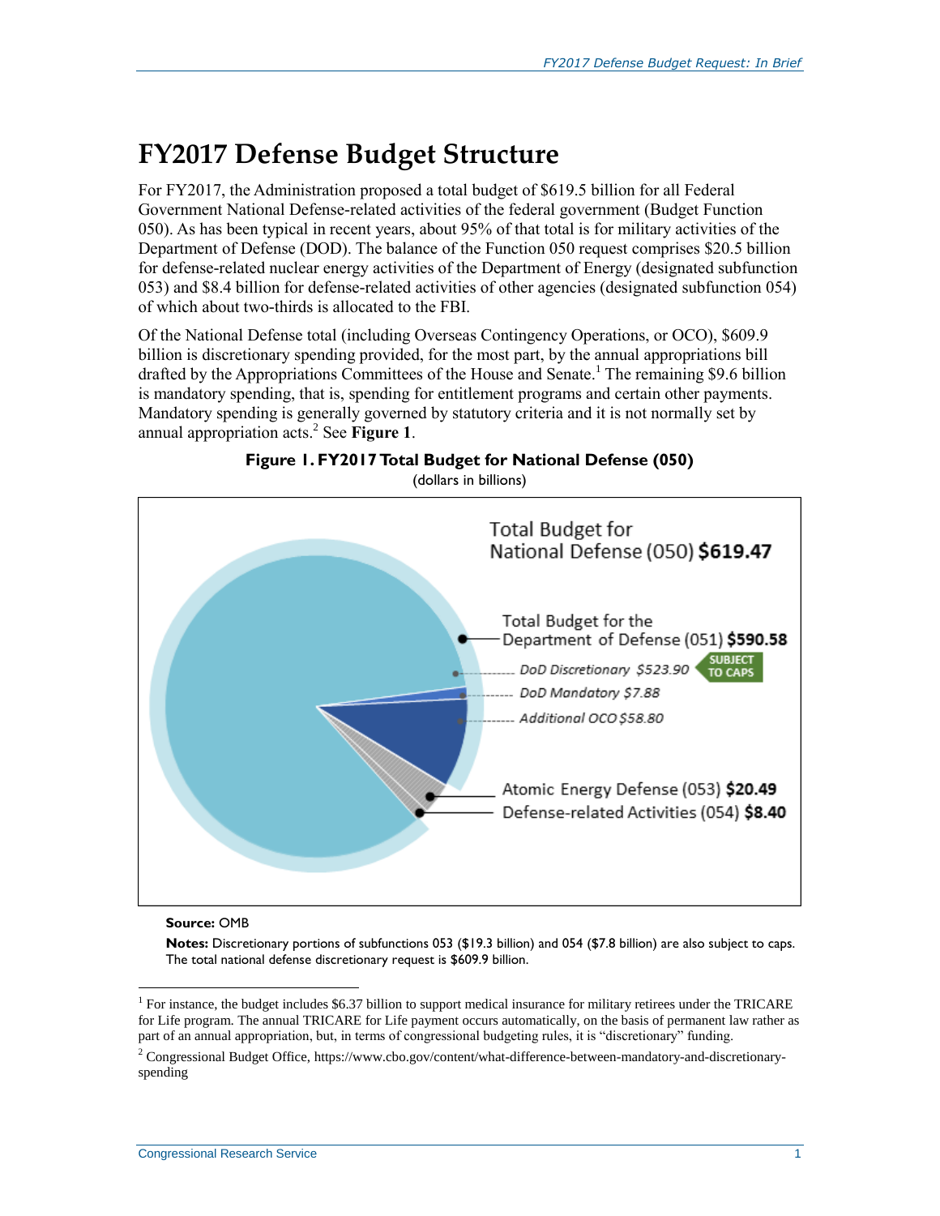# FY2017 Defense Budget Structure

For FY2017, the Administration proposed a total budget of $619.5 billion for all Federal Government National Defense-related activities of the federal government (Budget Function 050). As has been typical in recent years, about 95% of that total is for military activities of the Department of Defense (DOD). The balance of the Function 050 request comprises $20.5 billion for defense-related nuclear energy activities of the Department of Energy (designated subfunction 053) and $8.4 billion for defense-related activities of other agencies (designated subfunction 054) of which about two-thirds is allocated to the FBI.

Of the National Defense total (including Overseas Contingency Operations, or OCO), $609.9 billion is discretionary spending provided, for the most part, by the annual appropriations bill drafted by the Appropriations Committees of the House and Senate.[1] The remaining $9.6 billion is mandatory spending, that is, spending for entitlement programs and certain other payments. Mandatory spending is generally governed by statutory criteria and it is not normally set by annual appropriation acts.[2] See **Figure 1**.

**Figure 1. FY2017 Total Budget for National Defense (050)**

(dollars in billions)

Total Budget for National Defense (050) **$619.47**

Total Budget for the Department of Defense (051) **$590.58**

- DoD Discretionary $523.90 (SUBJECT TO CAPS)
- DoD Mandatory $7.88
- Additional OCO $58.80

Atomic Energy Defense (053) **$20.49**

Defense-related Activities (054) **$8.40**

**Source:** OMB

**Notes:** Discretionary portions of subfunctions 053 ($19.3 billion) and 054 ($7.8 billion) are also subject to caps. The total national defense discretionary request is $609.9 billion.

[1] For instance, the budget includes $6.37 billion to support medical insurance for military retirees under the TRICARE for Life program. The annual TRICARE for Life payment occurs automatically, on the basis of permanent law rather as part of an annual appropriation, but, in terms of congressional budgeting rules, it is "discretionary" funding.

[2] Congressional Budget Office, https://www.cbo.gov/content/what-difference-between-mandatory-and-discretionary-spending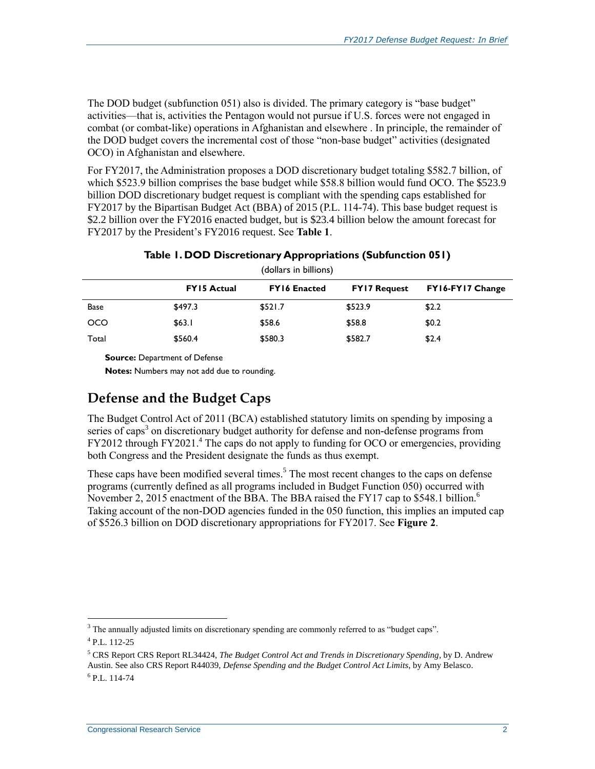The DOD budget (subfunction 051) also is divided. The primary category is "base budget" activities—that is, activities the Pentagon would not pursue if U.S. forces were not engaged in combat (or combat-like) operations in Afghanistan and elsewhere . In principle, the remainder of the DOD budget covers the incremental cost of those "non-base budget" activities (designated OCO) in Afghanistan and elsewhere.

For FY2017, the Administration proposes a DOD discretionary budget totaling $582.7 billion, of which $523.9 billion comprises the base budget while $58.8 billion would fund OCO. The $523.9 billion DOD discretionary budget request is compliant with the spending caps established for FY2017 by the Bipartisan Budget Act (BBA) of 2015 (P.L. 114-74). This base budget request is $2.2 billion over the FY2016 enacted budget, but is $23.4 billion below the amount forecast for FY2017 by the President's FY2016 request. See **Table 1**.

**Table 1. DOD Discretionary Appropriations (Subfunction 051)**

(dollars in billions)

| | FY15 Actual | FY16 Enacted | FY17 Request | FY16-FY17 Change |
|---|---|---|---|---|
| Base | $497.3 | $521.7 | $523.9 | $2.2 |
| OCO | $63.1 | $58.6 | $58.8 | $0.2 |
| Total | $560.4 | $580.3 | $582.7 | $2.4 |

**Source:** Department of Defense

**Notes:** Numbers may not add due to rounding.

## Defense and the Budget Caps

The Budget Control Act of 2011 (BCA) established statutory limits on spending by imposing a series of caps[3] on discretionary budget authority for defense and non-defense programs from FY2012 through FY2021.[4] The caps do not apply to funding for OCO or emergencies, providing both Congress and the President designate the funds as thus exempt.

These caps have been modified several times.[5] The most recent changes to the caps on defense programs (currently defined as all programs included in Budget Function 050) occurred with November 2, 2015 enactment of the BBA. The BBA raised the FY17 cap to $548.1 billion.[6] Taking account of the non-DOD agencies funded in the 050 function, this implies an imputed cap of $526.3 billion on DOD discretionary appropriations for FY2017. See **Figure 2**.

---

[3] The annually adjusted limits on discretionary spending are commonly referred to as "budget caps".

[4] P.L. 112-25

[5] CRS Report CRS Report RL34424, *The Budget Control Act and Trends in Discretionary Spending*, by D. Andrew Austin. See also CRS Report R44039, *Defense Spending and the Budget Control Act Limits*, by Amy Belasco.

[6] P.L. 114-74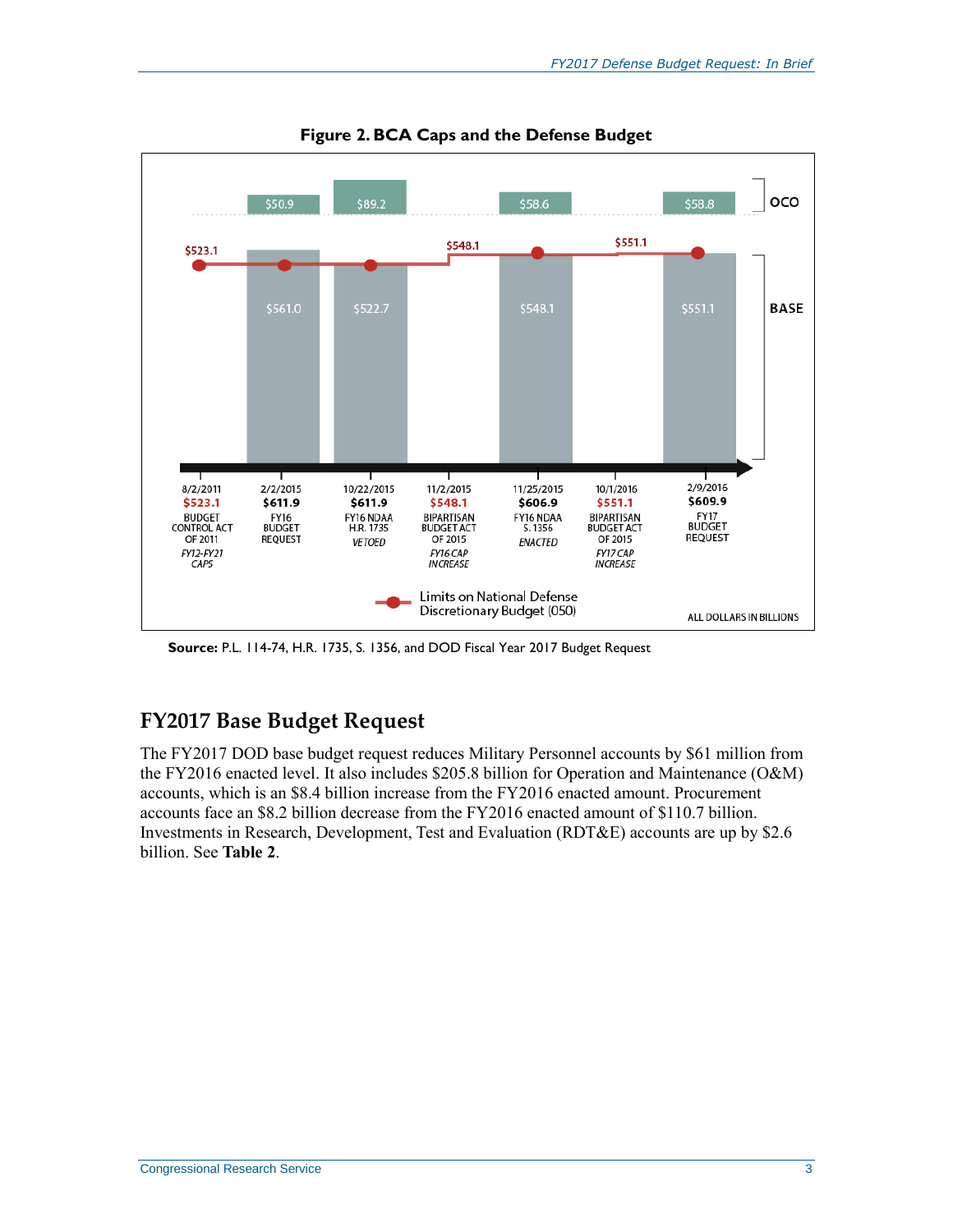**Figure 2. BCA Caps and the Defense Budget**

| Date | Amount | Description |
| --- | --- | --- |
| 8/2/2011 | $523.1 | BUDGET CONTROL ACT OF 2011 *FY12-FY21 CAPS* |
| 2/2/2015 | $611.9 | FY16 BUDGET REQUEST |
| 10/22/2015 | $611.9 | FY16 NDAA H.R. 1735 *VETOED* |
| 11/2/2015 | $548.1 | BIPARTISAN BUDGET ACT OF 2015 *FY16 CAP INCREASE* |
| 11/25/2015 | $606.9 | FY16 NDAA S. 1356 *ENACTED* |
| 10/1/2016 | $551.1 | BIPARTISAN BUDGET ACT OF 2015 *FY17 CAP INCREASE* |
| 2/9/2016 | $609.9 | FY17 BUDGET REQUEST |

| Item | BASE | OCO |
| --- | --- | --- |
| FY16 Budget Request | $561.0 | $50.9 |
| FY16 NDAA H.R. 1735 | $522.7 | $89.2 |
| FY16 NDAA S. 1356 | $548.1 | $58.6 |
| FY17 Budget Request | $551.1 | $58.8 |

Limits on National Defense Discretionary Budget (050): $523.1, $548.1, $551.1

ALL DOLLARS IN BILLIONS

**Source:** P.L. 114-74, H.R. 1735, S. 1356, and DOD Fiscal Year 2017 Budget Request

## FY2017 Base Budget Request

The FY2017 DOD base budget request reduces Military Personnel accounts by $61 million from the FY2016 enacted level. It also includes $205.8 billion for Operation and Maintenance (O&M) accounts, which is an $8.4 billion increase from the FY2016 enacted amount. Procurement accounts face an $8.2 billion decrease from the FY2016 enacted amount of $110.7 billion. Investments in Research, Development, Test and Evaluation (RDT&E) accounts are up by $2.6 billion. See **Table 2**.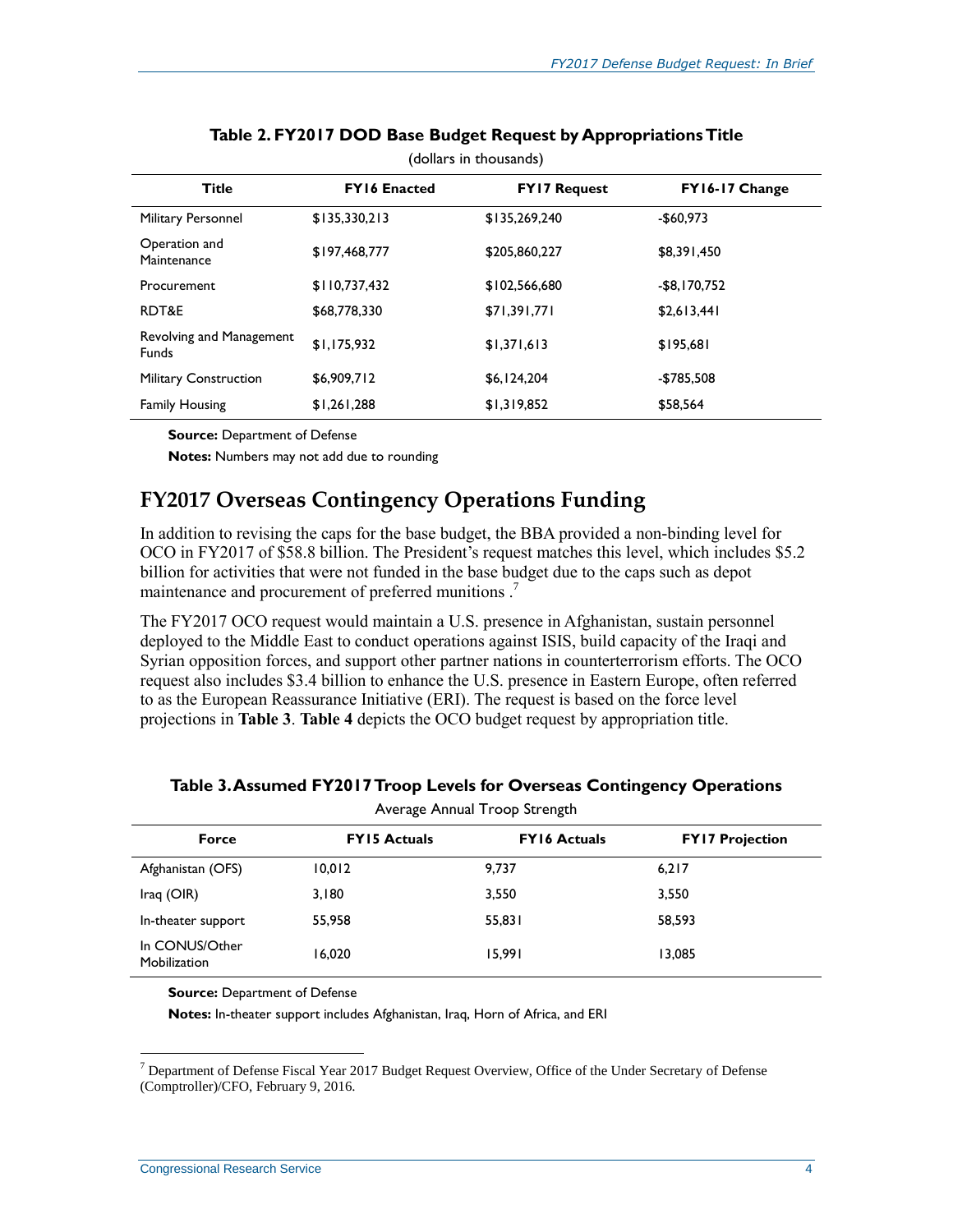**Table 2. FY2017 DOD Base Budget Request by Appropriations Title**

(dollars in thousands)

| Title | FY16 Enacted | FY17 Request | FY16-17 Change |
| --- | --- | --- | --- |
| Military Personnel | $135,330,213 | $135,269,240 | -$60,973 |
| Operation and Maintenance | $197,468,777 | $205,860,227 | $8,391,450 |
| Procurement | $110,737,432 | $102,566,680 | -$8,170,752 |
| RDT&E | $68,778,330 | $71,391,771 | $2,613,441 |
| Revolving and Management Funds | $1,175,932 | $1,371,613 | $195,681 |
| Military Construction | $6,909,712 | $6,124,204 | -$785,508 |
| Family Housing | $1,261,288 | $1,319,852 | $58,564 |

**Source:** Department of Defense

**Notes:** Numbers may not add due to rounding

## FY2017 Overseas Contingency Operations Funding

In addition to revising the caps for the base budget, the BBA provided a non-binding level for OCO in FY2017 of $58.8 billion. The President's request matches this level, which includes $5.2 billion for activities that were not funded in the base budget due to the caps such as depot maintenance and procurement of preferred munitions .[7]

The FY2017 OCO request would maintain a U.S. presence in Afghanistan, sustain personnel deployed to the Middle East to conduct operations against ISIS, build capacity of the Iraqi and Syrian opposition forces, and support other partner nations in counterterrorism efforts. The OCO request also includes $3.4 billion to enhance the U.S. presence in Eastern Europe, often referred to as the European Reassurance Initiative (ERI). The request is based on the force level projections in **Table 3**. **Table 4** depicts the OCO budget request by appropriation title.

**Table 3. Assumed FY2017 Troop Levels for Overseas Contingency Operations**

Average Annual Troop Strength

| Force | FY15 Actuals | FY16 Actuals | FY17 Projection |
| --- | --- | --- | --- |
| Afghanistan (OFS) | 10,012 | 9,737 | 6,217 |
| Iraq (OIR) | 3,180 | 3,550 | 3,550 |
| In-theater support | 55,958 | 55,831 | 58,593 |
| In CONUS/Other Mobilization | 16,020 | 15,991 | 13,085 |

**Source:** Department of Defense

**Notes:** In-theater support includes Afghanistan, Iraq, Horn of Africa, and ERI

[7] Department of Defense Fiscal Year 2017 Budget Request Overview, Office of the Under Secretary of Defense (Comptroller)/CFO, February 9, 2016.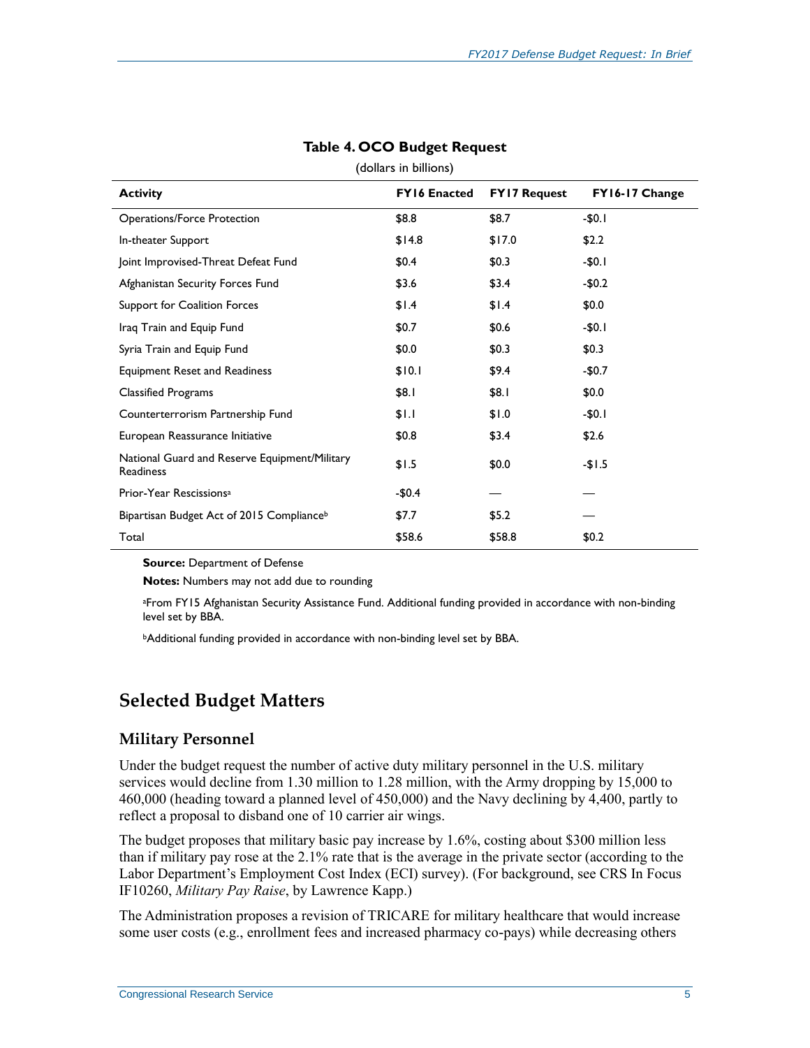**Table 4. OCO Budget Request**

(dollars in billions)

| Activity | FY16 Enacted | FY17 Request | FY16-17 Change |
|---|---|---|---|
| Operations/Force Protection | $8.8 | $8.7 | -$0.1 |
| In-theater Support | $14.8 | $17.0 | $2.2 |
| Joint Improvised-Threat Defeat Fund | $0.4 | $0.3 | -$0.1 |
| Afghanistan Security Forces Fund | $3.6 | $3.4 | -$0.2 |
| Support for Coalition Forces | $1.4 | $1.4 | $0.0 |
| Iraq Train and Equip Fund | $0.7 | $0.6 | -$0.1 |
| Syria Train and Equip Fund | $0.0 | $0.3 | $0.3 |
| Equipment Reset and Readiness | $10.1 | $9.4 | -$0.7 |
| Classified Programs | $8.1 | $8.1 | $0.0 |
| Counterterrorism Partnership Fund | $1.1 | $1.0 | -$0.1 |
| European Reassurance Initiative | $0.8 | $3.4 | $2.6 |
| National Guard and Reserve Equipment/Military Readiness | $1.5 | $0.0 | -$1.5 |
| Prior-Year Rescissions[a] | -$0.4 | — | — |
| Bipartisan Budget Act of 2015 Compliance[b] | $7.7 | $5.2 | — |
| Total | $58.6 | $58.8 | $0.2 |

**Source:** Department of Defense

**Notes:** Numbers may not add due to rounding

[a]From FY15 Afghanistan Security Assistance Fund. Additional funding provided in accordance with non-binding level set by BBA.

[b]Additional funding provided in accordance with non-binding level set by BBA.

## Selected Budget Matters

### Military Personnel

Under the budget request the number of active duty military personnel in the U.S. military services would decline from 1.30 million to 1.28 million, with the Army dropping by 15,000 to 460,000 (heading toward a planned level of 450,000) and the Navy declining by 4,400, partly to reflect a proposal to disband one of 10 carrier air wings.

The budget proposes that military basic pay increase by 1.6%, costing about $300 million less than if military pay rose at the 2.1% rate that is the average in the private sector (according to the Labor Department's Employment Cost Index (ECI) survey). (For background, see CRS In Focus IF10260, *Military Pay Raise*, by Lawrence Kapp.)

The Administration proposes a revision of TRICARE for military healthcare that would increase some user costs (e.g., enrollment fees and increased pharmacy co-pays) while decreasing others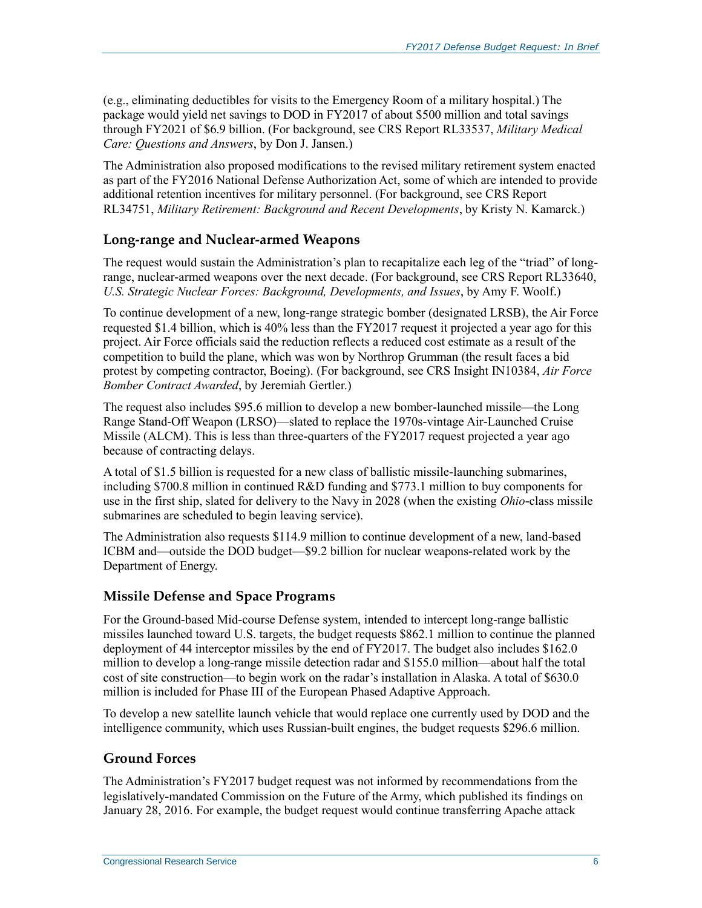(e.g., eliminating deductibles for visits to the Emergency Room of a military hospital.) The package would yield net savings to DOD in FY2017 of about $500 million and total savings through FY2021 of $6.9 billion. (For background, see CRS Report RL33537, *Military Medical Care: Questions and Answers*, by Don J. Jansen.)

The Administration also proposed modifications to the revised military retirement system enacted as part of the FY2016 National Defense Authorization Act, some of which are intended to provide additional retention incentives for military personnel. (For background, see CRS Report RL34751, *Military Retirement: Background and Recent Developments*, by Kristy N. Kamarck.)

### Long-range and Nuclear-armed Weapons

The request would sustain the Administration's plan to recapitalize each leg of the "triad" of long-range, nuclear-armed weapons over the next decade. (For background, see CRS Report RL33640, *U.S. Strategic Nuclear Forces: Background, Developments, and Issues*, by Amy F. Woolf.)

To continue development of a new, long-range strategic bomber (designated LRSB), the Air Force requested $1.4 billion, which is 40% less than the FY2017 request it projected a year ago for this project. Air Force officials said the reduction reflects a reduced cost estimate as a result of the competition to build the plane, which was won by Northrop Grumman (the result faces a bid protest by competing contractor, Boeing). (For background, see CRS Insight IN10384, *Air Force Bomber Contract Awarded*, by Jeremiah Gertler.)

The request also includes $95.6 million to develop a new bomber-launched missile—the Long Range Stand-Off Weapon (LRSO)—slated to replace the 1970s-vintage Air-Launched Cruise Missile (ALCM). This is less than three-quarters of the FY2017 request projected a year ago because of contracting delays.

A total of $1.5 billion is requested for a new class of ballistic missile-launching submarines, including $700.8 million in continued R&D funding and $773.1 million to buy components for use in the first ship, slated for delivery to the Navy in 2028 (when the existing *Ohio*-class missile submarines are scheduled to begin leaving service).

The Administration also requests $114.9 million to continue development of a new, land-based ICBM and—outside the DOD budget—$9.2 billion for nuclear weapons-related work by the Department of Energy.

### Missile Defense and Space Programs

For the Ground-based Mid-course Defense system, intended to intercept long-range ballistic missiles launched toward U.S. targets, the budget requests $862.1 million to continue the planned deployment of 44 interceptor missiles by the end of FY2017. The budget also includes $162.0 million to develop a long-range missile detection radar and $155.0 million—about half the total cost of site construction—to begin work on the radar's installation in Alaska. A total of $630.0 million is included for Phase III of the European Phased Adaptive Approach.

To develop a new satellite launch vehicle that would replace one currently used by DOD and the intelligence community, which uses Russian-built engines, the budget requests $296.6 million.

### Ground Forces

The Administration's FY2017 budget request was not informed by recommendations from the legislatively-mandated Commission on the Future of the Army, which published its findings on January 28, 2016. For example, the budget request would continue transferring Apache attack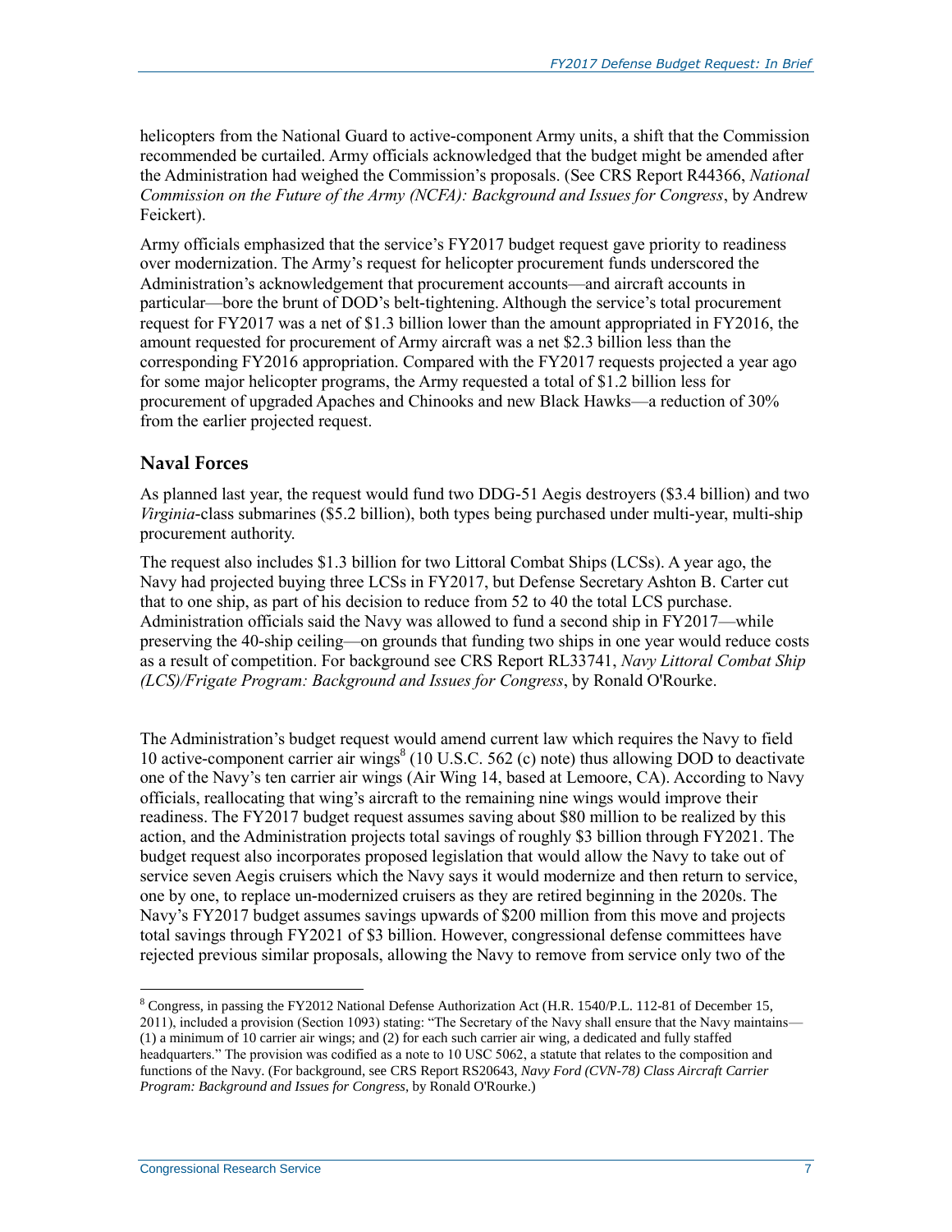helicopters from the National Guard to active-component Army units, a shift that the Commission recommended be curtailed. Army officials acknowledged that the budget might be amended after the Administration had weighed the Commission's proposals. (See CRS Report R44366, *National Commission on the Future of the Army (NCFA): Background and Issues for Congress*, by Andrew Feickert).

Army officials emphasized that the service's FY2017 budget request gave priority to readiness over modernization. The Army's request for helicopter procurement funds underscored the Administration's acknowledgement that procurement accounts—and aircraft accounts in particular—bore the brunt of DOD's belt-tightening. Although the service's total procurement request for FY2017 was a net of $1.3 billion lower than the amount appropriated in FY2016, the amount requested for procurement of Army aircraft was a net $2.3 billion less than the corresponding FY2016 appropriation. Compared with the FY2017 requests projected a year ago for some major helicopter programs, the Army requested a total of $1.2 billion less for procurement of upgraded Apaches and Chinooks and new Black Hawks—a reduction of 30% from the earlier projected request.

### Naval Forces

As planned last year, the request would fund two DDG-51 Aegis destroyers ($3.4 billion) and two *Virginia*-class submarines ($5.2 billion), both types being purchased under multi-year, multi-ship procurement authority.

The request also includes $1.3 billion for two Littoral Combat Ships (LCSs). A year ago, the Navy had projected buying three LCSs in FY2017, but Defense Secretary Ashton B. Carter cut that to one ship, as part of his decision to reduce from 52 to 40 the total LCS purchase. Administration officials said the Navy was allowed to fund a second ship in FY2017—while preserving the 40-ship ceiling—on grounds that funding two ships in one year would reduce costs as a result of competition. For background see CRS Report RL33741, *Navy Littoral Combat Ship (LCS)/Frigate Program: Background and Issues for Congress*, by Ronald O'Rourke.

The Administration's budget request would amend current law which requires the Navy to field 10 active-component carrier air wings[8] (10 U.S.C. 562 (c) note) thus allowing DOD to deactivate one of the Navy's ten carrier air wings (Air Wing 14, based at Lemoore, CA). According to Navy officials, reallocating that wing's aircraft to the remaining nine wings would improve their readiness. The FY2017 budget request assumes saving about $80 million to be realized by this action, and the Administration projects total savings of roughly $3 billion through FY2021. The budget request also incorporates proposed legislation that would allow the Navy to take out of service seven Aegis cruisers which the Navy says it would modernize and then return to service, one by one, to replace un-modernized cruisers as they are retired beginning in the 2020s. The Navy's FY2017 budget assumes savings upwards of $200 million from this move and projects total savings through FY2021 of $3 billion. However, congressional defense committees have rejected previous similar proposals, allowing the Navy to remove from service only two of the

---

[8] Congress, in passing the FY2012 National Defense Authorization Act (H.R. 1540/P.L. 112-81 of December 15, 2011), included a provision (Section 1093) stating: "The Secretary of the Navy shall ensure that the Navy maintains— (1) a minimum of 10 carrier air wings; and (2) for each such carrier air wing, a dedicated and fully staffed headquarters." The provision was codified as a note to 10 USC 5062, a statute that relates to the composition and functions of the Navy. (For background, see CRS Report RS20643, *Navy Ford (CVN-78) Class Aircraft Carrier Program: Background and Issues for Congress*, by Ronald O'Rourke.)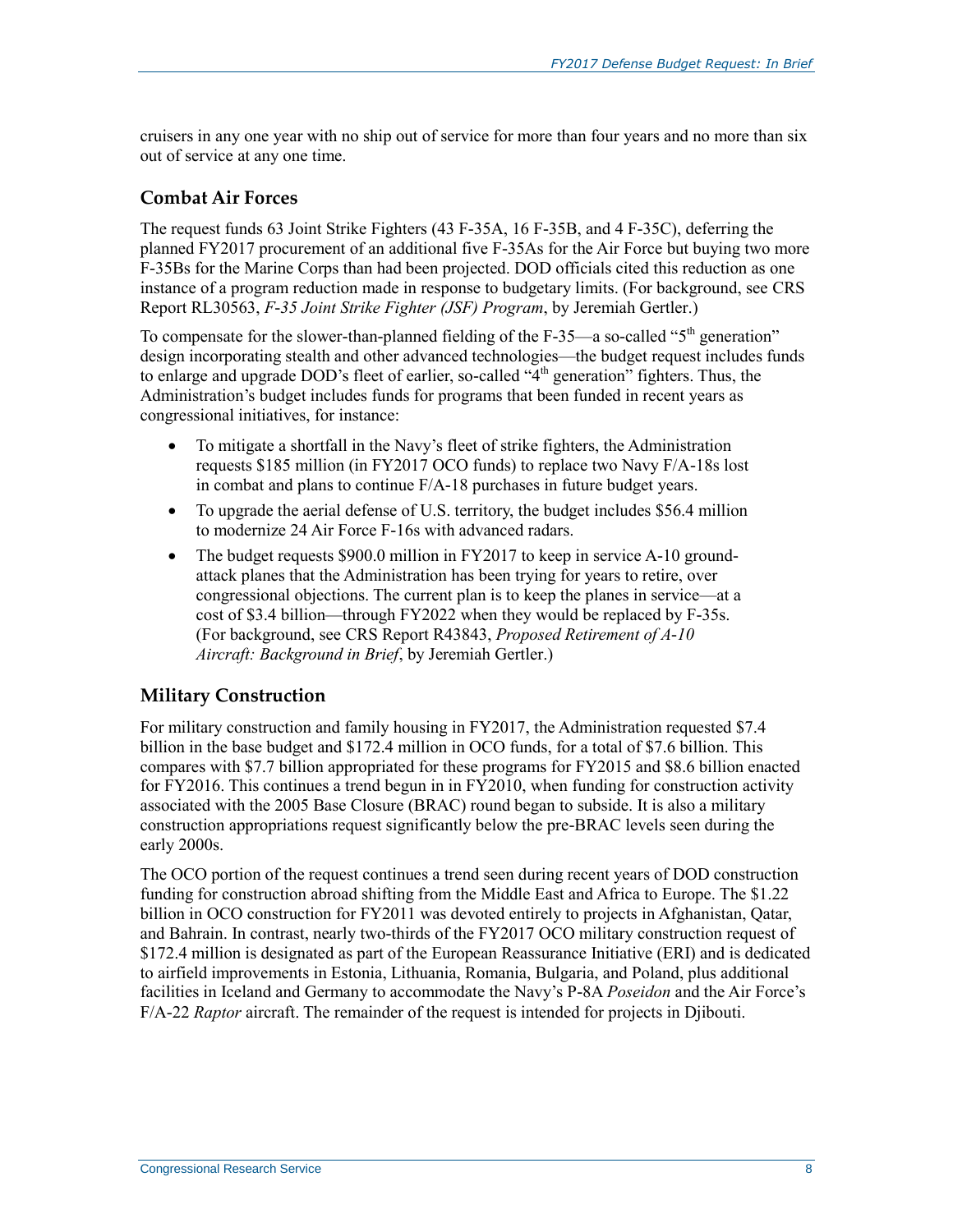cruisers in any one year with no ship out of service for more than four years and no more than six out of service at any one time.

### Combat Air Forces

The request funds 63 Joint Strike Fighters (43 F-35A, 16 F-35B, and 4 F-35C), deferring the planned FY2017 procurement of an additional five F-35As for the Air Force but buying two more F-35Bs for the Marine Corps than had been projected. DOD officials cited this reduction as one instance of a program reduction made in response to budgetary limits. (For background, see CRS Report RL30563, *F-35 Joint Strike Fighter (JSF) Program*, by Jeremiah Gertler.)

To compensate for the slower-than-planned fielding of the F-35—a so-called "5th generation" design incorporating stealth and other advanced technologies—the budget request includes funds to enlarge and upgrade DOD's fleet of earlier, so-called "4th generation" fighters. Thus, the Administration's budget includes funds for programs that been funded in recent years as congressional initiatives, for instance:

- To mitigate a shortfall in the Navy's fleet of strike fighters, the Administration requests $185 million (in FY2017 OCO funds) to replace two Navy F/A-18s lost in combat and plans to continue F/A-18 purchases in future budget years.
- To upgrade the aerial defense of U.S. territory, the budget includes $56.4 million to modernize 24 Air Force F-16s with advanced radars.
- The budget requests $900.0 million in FY2017 to keep in service A-10 ground-attack planes that the Administration has been trying for years to retire, over congressional objections. The current plan is to keep the planes in service—at a cost of $3.4 billion—through FY2022 when they would be replaced by F-35s. (For background, see CRS Report R43843, *Proposed Retirement of A-10 Aircraft: Background in Brief*, by Jeremiah Gertler.)

### Military Construction

For military construction and family housing in FY2017, the Administration requested $7.4 billion in the base budget and $172.4 million in OCO funds, for a total of $7.6 billion. This compares with $7.7 billion appropriated for these programs for FY2015 and $8.6 billion enacted for FY2016. This continues a trend begun in in FY2010, when funding for construction activity associated with the 2005 Base Closure (BRAC) round began to subside. It is also a military construction appropriations request significantly below the pre-BRAC levels seen during the early 2000s.

The OCO portion of the request continues a trend seen during recent years of DOD construction funding for construction abroad shifting from the Middle East and Africa to Europe. The $1.22 billion in OCO construction for FY2011 was devoted entirely to projects in Afghanistan, Qatar, and Bahrain. In contrast, nearly two-thirds of the FY2017 OCO military construction request of $172.4 million is designated as part of the European Reassurance Initiative (ERI) and is dedicated to airfield improvements in Estonia, Lithuania, Romania, Bulgaria, and Poland, plus additional facilities in Iceland and Germany to accommodate the Navy's P-8A *Poseidon* and the Air Force's F/A-22 *Raptor* aircraft. The remainder of the request is intended for projects in Djibouti.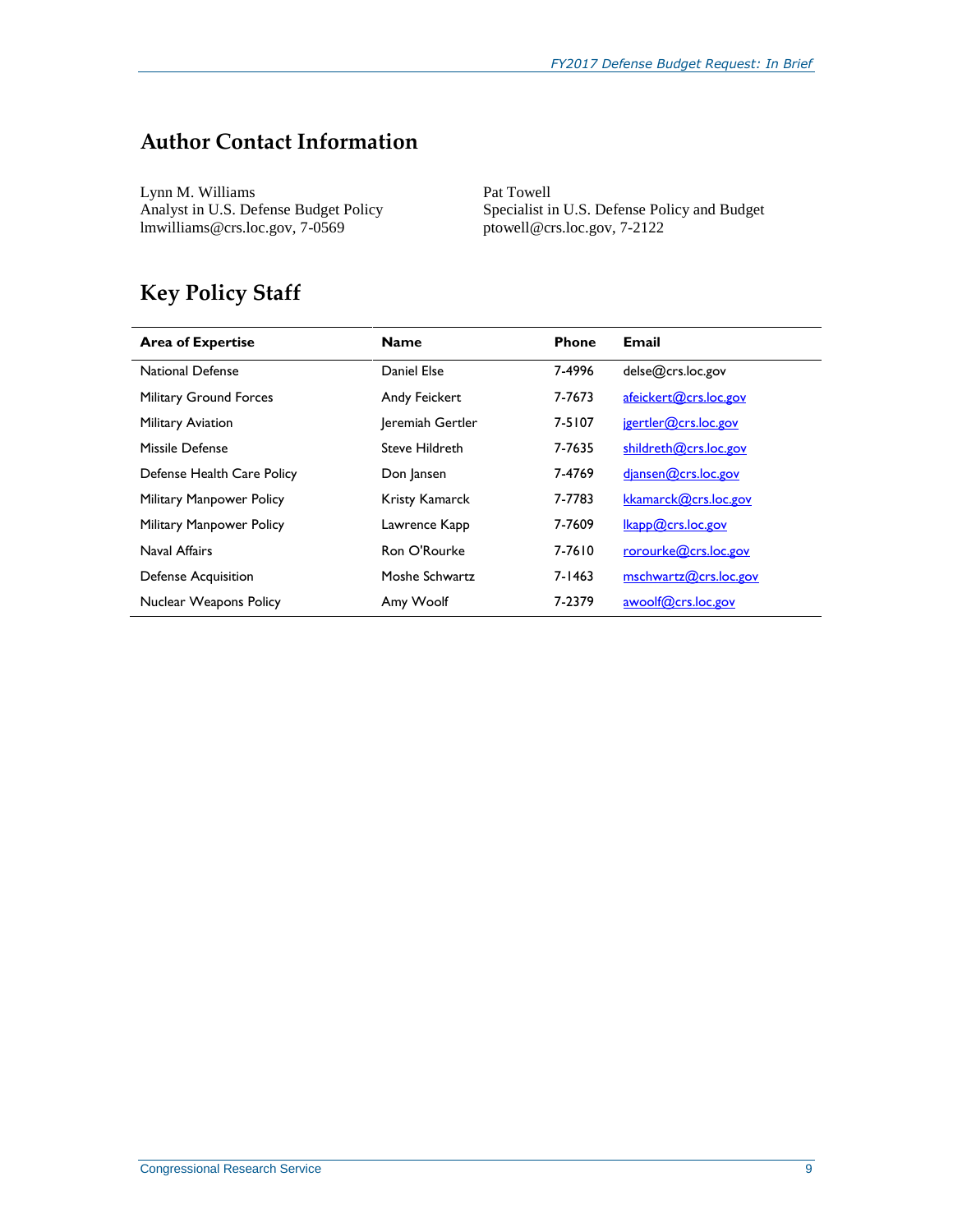## Author Contact Information

Lynn M. Williams
Analyst in U.S. Defense Budget Policy
lmwilliams@crs.loc.gov, 7-0569

Pat Towell
Specialist in U.S. Defense Policy and Budget
ptowell@crs.loc.gov, 7-2122

## Key Policy Staff

| Area of Expertise | Name | Phone | Email |
|---|---|---|---|
| National Defense | Daniel Else | 7-4996 | delse@crs.loc.gov |
| Military Ground Forces | Andy Feickert | 7-7673 | afeickert@crs.loc.gov |
| Military Aviation | Jeremiah Gertler | 7-5107 | jgertler@crs.loc.gov |
| Missile Defense | Steve Hildreth | 7-7635 | shildreth@crs.loc.gov |
| Defense Health Care Policy | Don Jansen | 7-4769 | djansen@crs.loc.gov |
| Military Manpower Policy | Kristy Kamarck | 7-7783 | kkamarck@crs.loc.gov |
| Military Manpower Policy | Lawrence Kapp | 7-7609 | lkapp@crs.loc.gov |
| Naval Affairs | Ron O'Rourke | 7-7610 | rorourke@crs.loc.gov |
| Defense Acquisition | Moshe Schwartz | 7-1463 | mschwartz@crs.loc.gov |
| Nuclear Weapons Policy | Amy Woolf | 7-2379 | awoolf@crs.loc.gov |